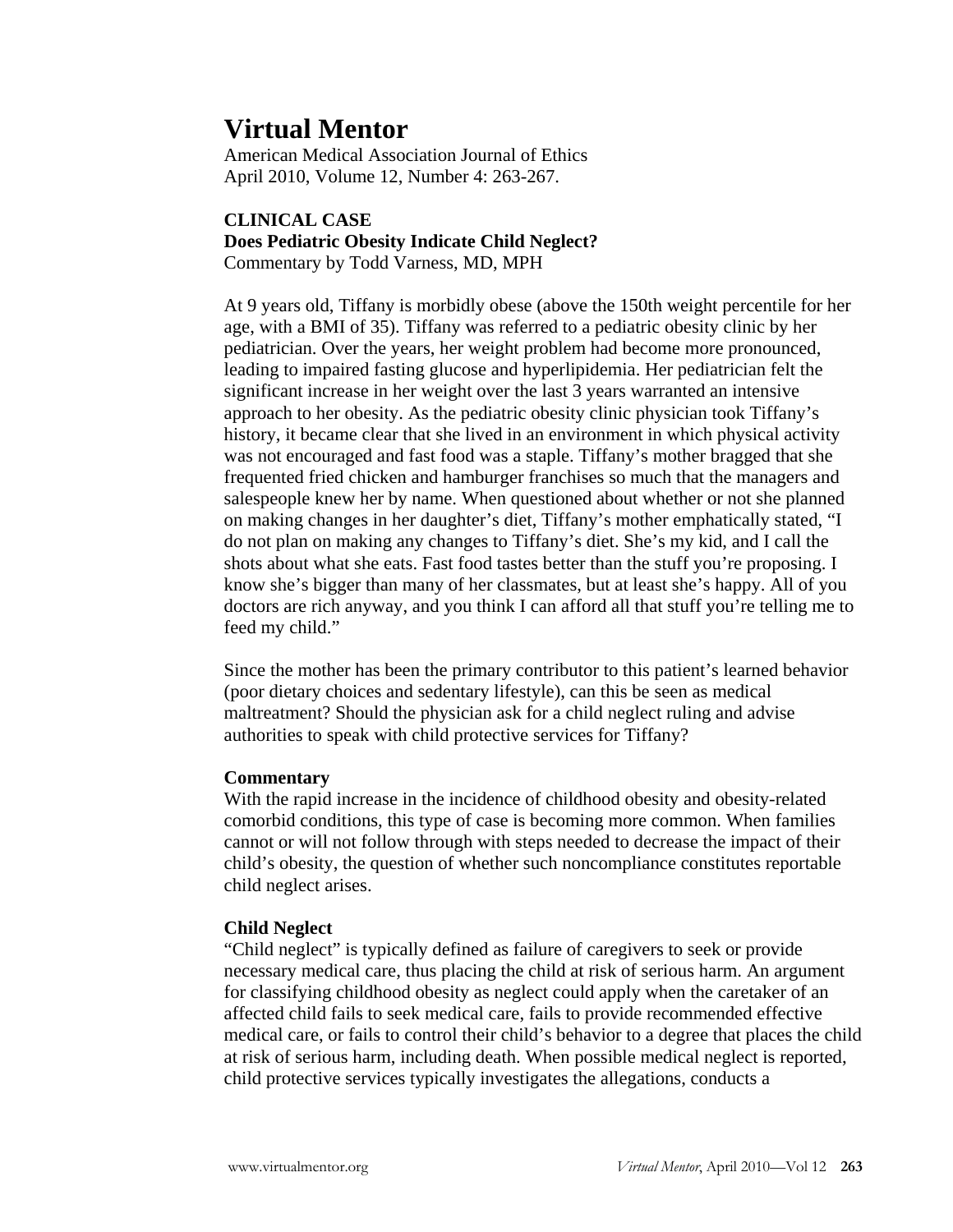# Virtual Mentor

American Medical Association Journal of Ethics
April 2010, Volume 12, Number 4: 263-267.

**CLINICAL CASE**
**Does Pediatric Obesity Indicate Child Neglect?**
Commentary by Todd Varness, MD, MPH

At 9 years old, Tiffany is morbidly obese (above the 150th weight percentile for her age, with a BMI of 35). Tiffany was referred to a pediatric obesity clinic by her pediatrician. Over the years, her weight problem had become more pronounced, leading to impaired fasting glucose and hyperlipidemia. Her pediatrician felt the significant increase in her weight over the last 3 years warranted an intensive approach to her obesity. As the pediatric obesity clinic physician took Tiffany's history, it became clear that she lived in an environment in which physical activity was not encouraged and fast food was a staple. Tiffany's mother bragged that she frequented fried chicken and hamburger franchises so much that the managers and salespeople knew her by name. When questioned about whether or not she planned on making changes in her daughter's diet, Tiffany's mother emphatically stated, "I do not plan on making any changes to Tiffany's diet. She's my kid, and I call the shots about what she eats. Fast food tastes better than the stuff you're proposing. I know she's bigger than many of her classmates, but at least she's happy. All of you doctors are rich anyway, and you think I can afford all that stuff you're telling me to feed my child."

Since the mother has been the primary contributor to this patient's learned behavior (poor dietary choices and sedentary lifestyle), can this be seen as medical maltreatment? Should the physician ask for a child neglect ruling and advise authorities to speak with child protective services for Tiffany?

**Commentary**

With the rapid increase in the incidence of childhood obesity and obesity-related comorbid conditions, this type of case is becoming more common. When families cannot or will not follow through with steps needed to decrease the impact of their child's obesity, the question of whether such noncompliance constitutes reportable child neglect arises.

**Child Neglect**

"Child neglect" is typically defined as failure of caregivers to seek or provide necessary medical care, thus placing the child at risk of serious harm. An argument for classifying childhood obesity as neglect could apply when the caretaker of an affected child fails to seek medical care, fails to provide recommended effective medical care, or fails to control their child's behavior to a degree that places the child at risk of serious harm, including death. When possible medical neglect is reported, child protective services typically investigates the allegations, conducts a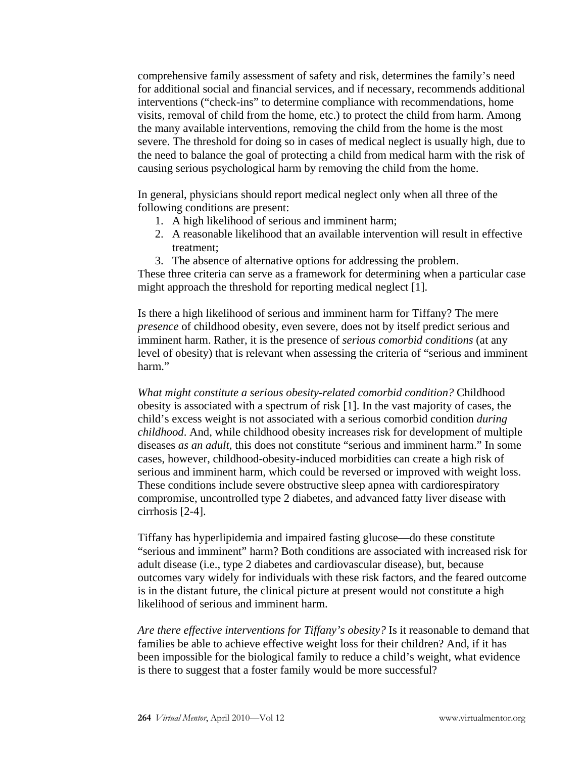comprehensive family assessment of safety and risk, determines the family's need for additional social and financial services, and if necessary, recommends additional interventions ("check-ins" to determine compliance with recommendations, home visits, removal of child from the home, etc.) to protect the child from harm. Among the many available interventions, removing the child from the home is the most severe. The threshold for doing so in cases of medical neglect is usually high, due to the need to balance the goal of protecting a child from medical harm with the risk of causing serious psychological harm by removing the child from the home.

In general, physicians should report medical neglect only when all three of the following conditions are present:

1. A high likelihood of serious and imminent harm;
2. A reasonable likelihood that an available intervention will result in effective treatment;
3. The absence of alternative options for addressing the problem.

These three criteria can serve as a framework for determining when a particular case might approach the threshold for reporting medical neglect [1].

Is there a high likelihood of serious and imminent harm for Tiffany? The mere *presence* of childhood obesity, even severe, does not by itself predict serious and imminent harm. Rather, it is the presence of *serious comorbid conditions* (at any level of obesity) that is relevant when assessing the criteria of "serious and imminent harm."

*What might constitute a serious obesity-related comorbid condition?* Childhood obesity is associated with a spectrum of risk [1]. In the vast majority of cases, the child's excess weight is not associated with a serious comorbid condition *during childhood*. And, while childhood obesity increases risk for development of multiple diseases *as an adult*, this does not constitute "serious and imminent harm." In some cases, however, childhood-obesity-induced morbidities can create a high risk of serious and imminent harm, which could be reversed or improved with weight loss. These conditions include severe obstructive sleep apnea with cardiorespiratory compromise, uncontrolled type 2 diabetes, and advanced fatty liver disease with cirrhosis [2-4].

Tiffany has hyperlipidemia and impaired fasting glucose—do these constitute "serious and imminent" harm? Both conditions are associated with increased risk for adult disease (i.e., type 2 diabetes and cardiovascular disease), but, because outcomes vary widely for individuals with these risk factors, and the feared outcome is in the distant future, the clinical picture at present would not constitute a high likelihood of serious and imminent harm.

*Are there effective interventions for Tiffany's obesity?* Is it reasonable to demand that families be able to achieve effective weight loss for their children? And, if it has been impossible for the biological family to reduce a child's weight, what evidence is there to suggest that a foster family would be more successful?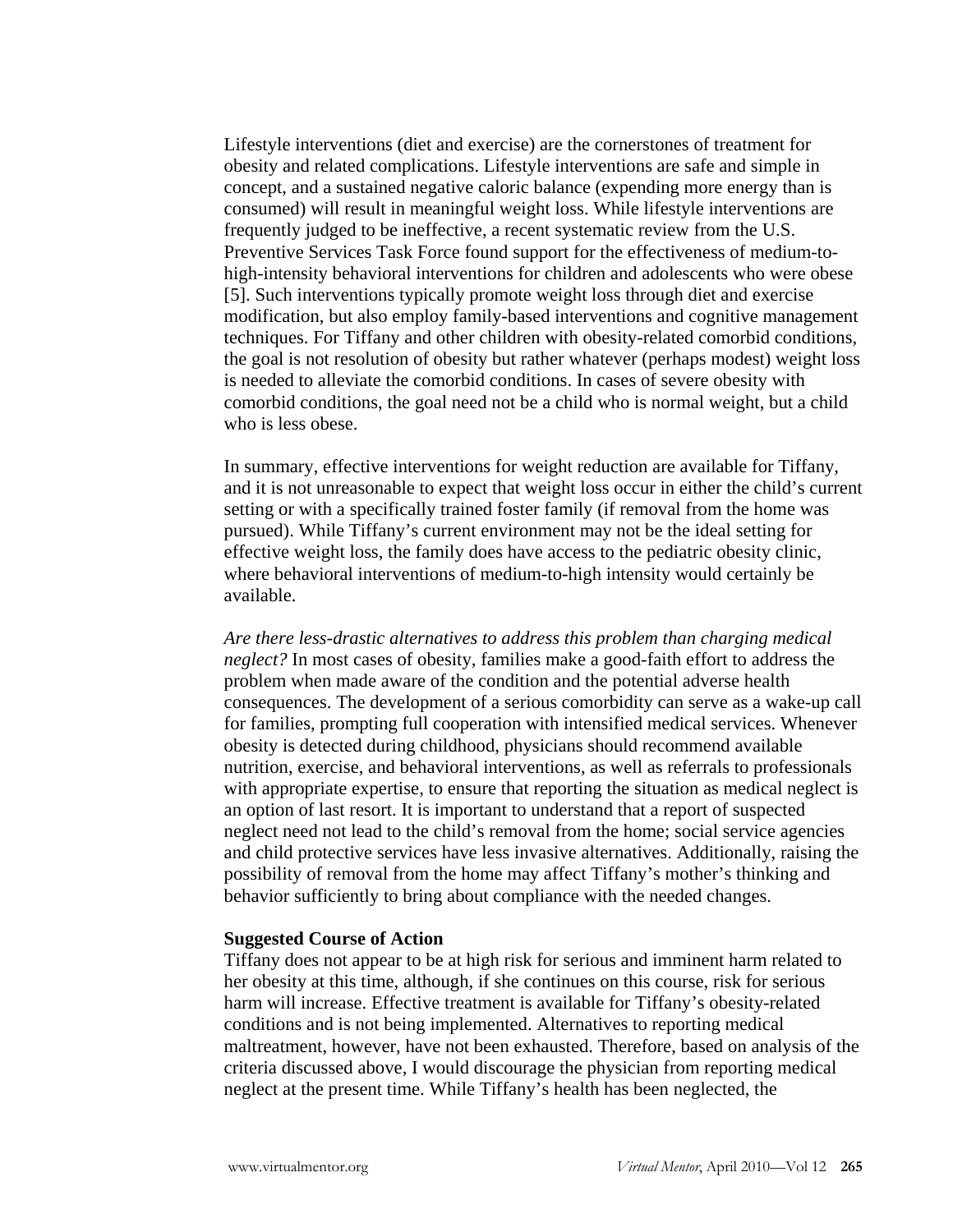Lifestyle interventions (diet and exercise) are the cornerstones of treatment for obesity and related complications. Lifestyle interventions are safe and simple in concept, and a sustained negative caloric balance (expending more energy than is consumed) will result in meaningful weight loss. While lifestyle interventions are frequently judged to be ineffective, a recent systematic review from the U.S. Preventive Services Task Force found support for the effectiveness of medium-to-high-intensity behavioral interventions for children and adolescents who were obese [5]. Such interventions typically promote weight loss through diet and exercise modification, but also employ family-based interventions and cognitive management techniques. For Tiffany and other children with obesity-related comorbid conditions, the goal is not resolution of obesity but rather whatever (perhaps modest) weight loss is needed to alleviate the comorbid conditions. In cases of severe obesity with comorbid conditions, the goal need not be a child who is normal weight, but a child who is less obese.

In summary, effective interventions for weight reduction are available for Tiffany, and it is not unreasonable to expect that weight loss occur in either the child's current setting or with a specifically trained foster family (if removal from the home was pursued). While Tiffany's current environment may not be the ideal setting for effective weight loss, the family does have access to the pediatric obesity clinic, where behavioral interventions of medium-to-high intensity would certainly be available.

*Are there less-drastic alternatives to address this problem than charging medical neglect?* In most cases of obesity, families make a good-faith effort to address the problem when made aware of the condition and the potential adverse health consequences. The development of a serious comorbidity can serve as a wake-up call for families, prompting full cooperation with intensified medical services. Whenever obesity is detected during childhood, physicians should recommend available nutrition, exercise, and behavioral interventions, as well as referrals to professionals with appropriate expertise, to ensure that reporting the situation as medical neglect is an option of last resort. It is important to understand that a report of suspected neglect need not lead to the child's removal from the home; social service agencies and child protective services have less invasive alternatives. Additionally, raising the possibility of removal from the home may affect Tiffany's mother's thinking and behavior sufficiently to bring about compliance with the needed changes.

**Suggested Course of Action**

Tiffany does not appear to be at high risk for serious and imminent harm related to her obesity at this time, although, if she continues on this course, risk for serious harm will increase. Effective treatment is available for Tiffany's obesity-related conditions and is not being implemented. Alternatives to reporting medical maltreatment, however, have not been exhausted. Therefore, based on analysis of the criteria discussed above, I would discourage the physician from reporting medical neglect at the present time. While Tiffany's health has been neglected, the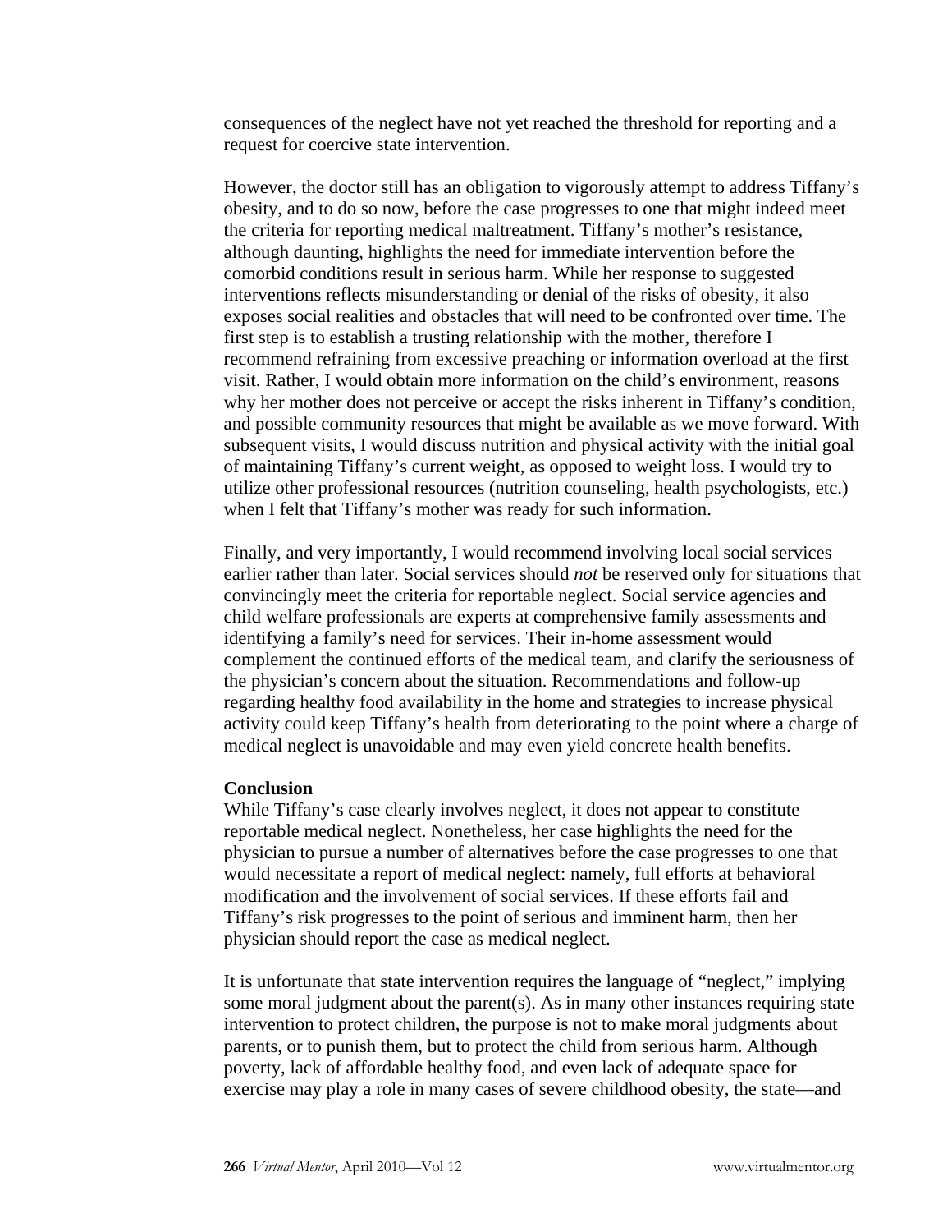consequences of the neglect have not yet reached the threshold for reporting and a request for coercive state intervention.

However, the doctor still has an obligation to vigorously attempt to address Tiffany's obesity, and to do so now, before the case progresses to one that might indeed meet the criteria for reporting medical maltreatment. Tiffany's mother's resistance, although daunting, highlights the need for immediate intervention before the comorbid conditions result in serious harm. While her response to suggested interventions reflects misunderstanding or denial of the risks of obesity, it also exposes social realities and obstacles that will need to be confronted over time. The first step is to establish a trusting relationship with the mother, therefore I recommend refraining from excessive preaching or information overload at the first visit. Rather, I would obtain more information on the child's environment, reasons why her mother does not perceive or accept the risks inherent in Tiffany's condition, and possible community resources that might be available as we move forward. With subsequent visits, I would discuss nutrition and physical activity with the initial goal of maintaining Tiffany's current weight, as opposed to weight loss. I would try to utilize other professional resources (nutrition counseling, health psychologists, etc.) when I felt that Tiffany's mother was ready for such information.

Finally, and very importantly, I would recommend involving local social services earlier rather than later. Social services should *not* be reserved only for situations that convincingly meet the criteria for reportable neglect. Social service agencies and child welfare professionals are experts at comprehensive family assessments and identifying a family's need for services. Their in-home assessment would complement the continued efforts of the medical team, and clarify the seriousness of the physician's concern about the situation. Recommendations and follow-up regarding healthy food availability in the home and strategies to increase physical activity could keep Tiffany's health from deteriorating to the point where a charge of medical neglect is unavoidable and may even yield concrete health benefits.

**Conclusion**

While Tiffany's case clearly involves neglect, it does not appear to constitute reportable medical neglect. Nonetheless, her case highlights the need for the physician to pursue a number of alternatives before the case progresses to one that would necessitate a report of medical neglect: namely, full efforts at behavioral modification and the involvement of social services. If these efforts fail and Tiffany's risk progresses to the point of serious and imminent harm, then her physician should report the case as medical neglect.

It is unfortunate that state intervention requires the language of "neglect," implying some moral judgment about the parent(s). As in many other instances requiring state intervention to protect children, the purpose is not to make moral judgments about parents, or to punish them, but to protect the child from serious harm. Although poverty, lack of affordable healthy food, and even lack of adequate space for exercise may play a role in many cases of severe childhood obesity, the state—and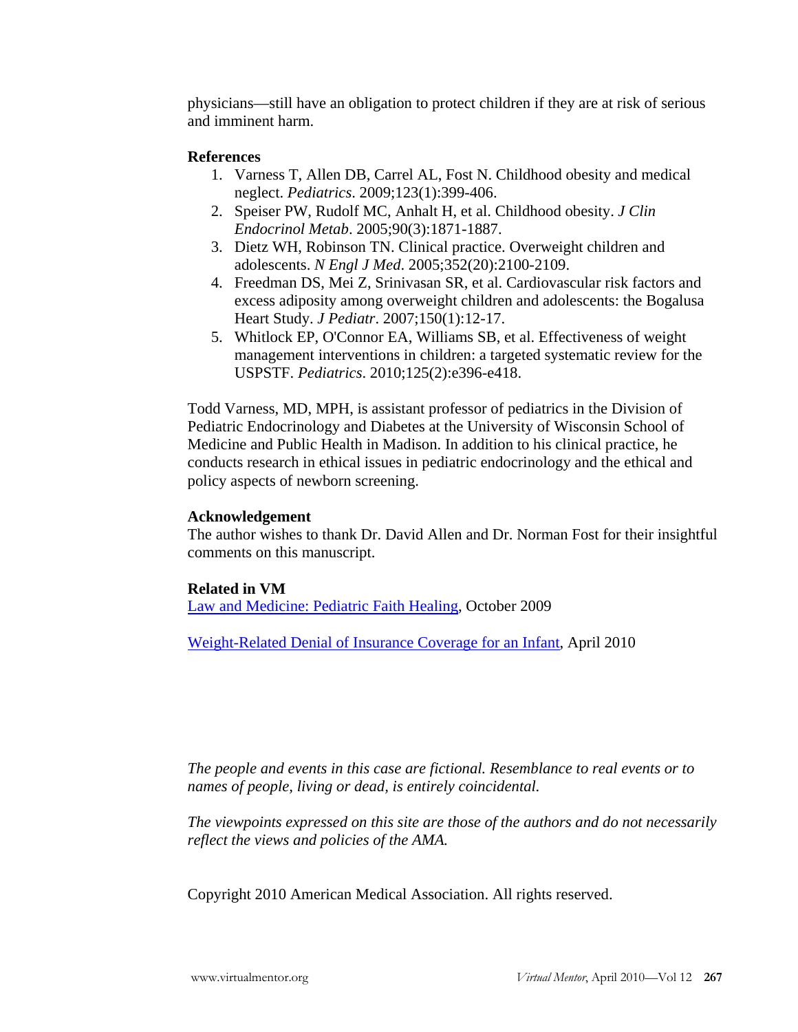physicians—still have an obligation to protect children if they are at risk of serious and imminent harm.

**References**

1. Varness T, Allen DB, Carrel AL, Fost N. Childhood obesity and medical neglect. *Pediatrics*. 2009;123(1):399-406.
2. Speiser PW, Rudolf MC, Anhalt H, et al. Childhood obesity. *J Clin Endocrinol Metab*. 2005;90(3):1871-1887.
3. Dietz WH, Robinson TN. Clinical practice. Overweight children and adolescents. *N Engl J Med*. 2005;352(20):2100-2109.
4. Freedman DS, Mei Z, Srinivasan SR, et al. Cardiovascular risk factors and excess adiposity among overweight children and adolescents: the Bogalusa Heart Study. *J Pediatr*. 2007;150(1):12-17.
5. Whitlock EP, O'Connor EA, Williams SB, et al. Effectiveness of weight management interventions in children: a targeted systematic review for the USPSTF. *Pediatrics*. 2010;125(2):e396-e418.

Todd Varness, MD, MPH, is assistant professor of pediatrics in the Division of Pediatric Endocrinology and Diabetes at the University of Wisconsin School of Medicine and Public Health in Madison. In addition to his clinical practice, he conducts research in ethical issues in pediatric endocrinology and the ethical and policy aspects of newborn screening.

**Acknowledgement**

The author wishes to thank Dr. David Allen and Dr. Norman Fost for their insightful comments on this manuscript.

**Related in VM**

Law and Medicine: Pediatric Faith Healing, October 2009

Weight-Related Denial of Insurance Coverage for an Infant, April 2010

*The people and events in this case are fictional. Resemblance to real events or to names of people, living or dead, is entirely coincidental.*

*The viewpoints expressed on this site are those of the authors and do not necessarily reflect the views and policies of the AMA.*

Copyright 2010 American Medical Association. All rights reserved.